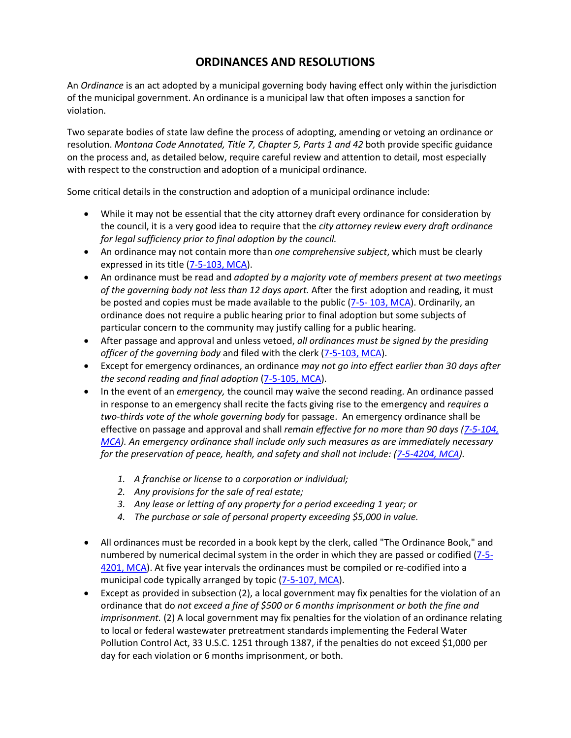# ORDINANCES AND RESOLUTIONS

An *Ordinance* is an act adopted by a municipal governing body having effect only within the jurisdiction of the municipal government. An ordinance is a municipal law that often imposes a sanction for violation.

Two separate bodies of state law define the process of adopting, amending or vetoing an ordinance or resolution. *Montana Code Annotated, Title 7, Chapter 5, Parts 1 and 42* both provide specific guidance on the process and, as detailed below, require careful review and attention to detail, most especially with respect to the construction and adoption of a municipal ordinance.

Some critical details in the construction and adoption of a municipal ordinance include:

- While it may not be essential that the city attorney draft every ordinance for consideration by the council, it is a very good idea to require that the *city attorney review every draft ordinance for legal sufficiency prior to final adoption by the council.*
- An ordinance may not contain more than *one comprehensive subject*, which must be clearly expressed in its title (7-5-103, MCA).
- An ordinance must be read and *adopted by a majority vote of members present at two meetings of the governing body not less than 12 days apart.* After the first adoption and reading, it must be posted and copies must be made available to the public (7-5- 103, MCA). Ordinarily, an ordinance does not require a public hearing prior to final adoption but some subjects of particular concern to the community may justify calling for a public hearing.
- After passage and approval and unless vetoed, *all ordinances must be signed by the presiding officer of the governing body* and filed with the clerk (7-5-103, MCA).
- Except for emergency ordinances, an ordinance *may not go into effect earlier than 30 days after the second reading and final adoption* (7-5-105, MCA).
- In the event of an *emergency,* the council may waive the second reading. An ordinance passed in response to an emergency shall recite the facts giving rise to the emergency and *requires a two-thirds vote of the whole governing body* for passage. An emergency ordinance shall be effective on passage and approval and shall *remain effective for no more than 90 days (7-5-104, MCA). An emergency ordinance shall include only such measures as are immediately necessary for the preservation of peace, health, and safety and shall not include: (7-5-4204, MCA).*

    1. *A franchise or license to a corporation or individual;*
    2. *Any provisions for the sale of real estate;*
    3. *Any lease or letting of any property for a period exceeding 1 year; or*
    4. *The purchase or sale of personal property exceeding $5,000 in value.*

- All ordinances must be recorded in a book kept by the clerk, called "The Ordinance Book," and numbered by numerical decimal system in the order in which they are passed or codified (7-5-4201, MCA). At five year intervals the ordinances must be compiled or re-codified into a municipal code typically arranged by topic (7-5-107, MCA).
- Except as provided in subsection (2), a local government may fix penalties for the violation of an ordinance that do *not exceed a fine of $500 or 6 months imprisonment or both the fine and imprisonment.* (2) A local government may fix penalties for the violation of an ordinance relating to local or federal wastewater pretreatment standards implementing the Federal Water Pollution Control Act, 33 U.S.C. 1251 through 1387, if the penalties do not exceed $1,000 per day for each violation or 6 months imprisonment, or both.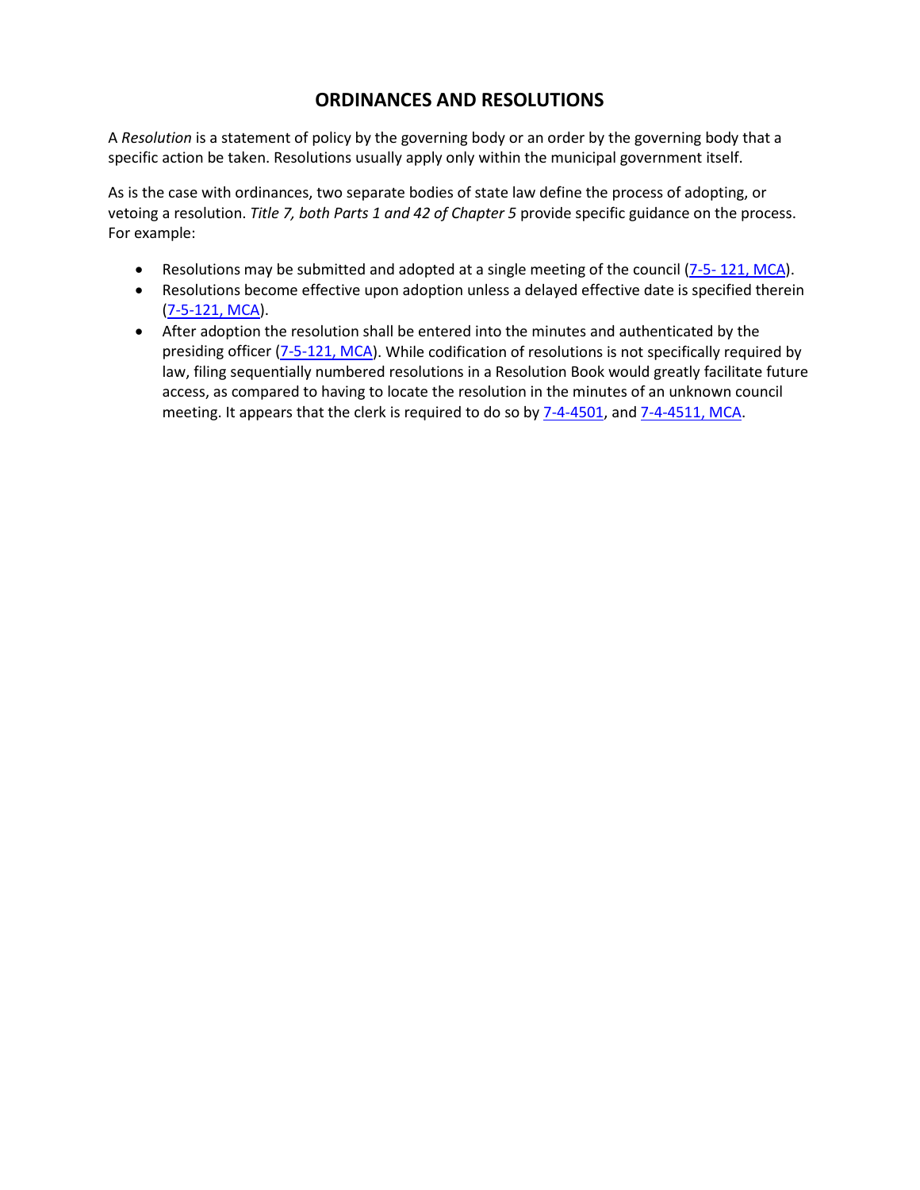## ORDINANCES AND RESOLUTIONS

A *Resolution* is a statement of policy by the governing body or an order by the governing body that a specific action be taken. Resolutions usually apply only within the municipal government itself.

As is the case with ordinances, two separate bodies of state law define the process of adopting, or vetoing a resolution. *Title 7, both Parts 1 and 42 of Chapter 5* provide specific guidance on the process. For example:

- Resolutions may be submitted and adopted at a single meeting of the council (7-5- 121, MCA).
- Resolutions become effective upon adoption unless a delayed effective date is specified therein (7-5-121, MCA).
- After adoption the resolution shall be entered into the minutes and authenticated by the presiding officer (7-5-121, MCA). While codification of resolutions is not specifically required by law, filing sequentially numbered resolutions in a Resolution Book would greatly facilitate future access, as compared to having to locate the resolution in the minutes of an unknown council meeting. It appears that the clerk is required to do so by 7-4-4501, and 7-4-4511, MCA.